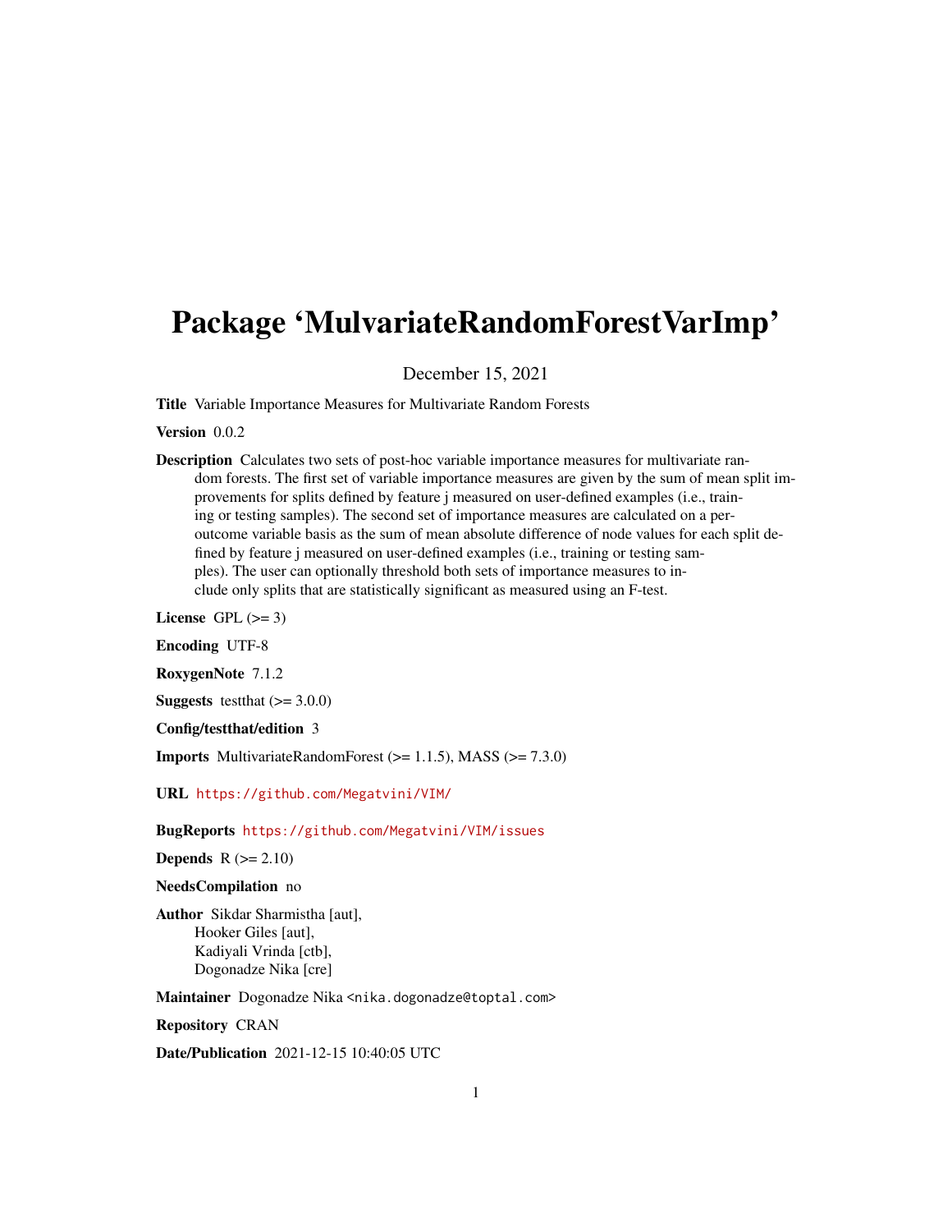# Package 'MulvariateRandomForestVarImp'

December 15, 2021

**Title** Variable Importance Measures for Multivariate Random Forests

**Version** 0.0.2

**Description** Calculates two sets of post-hoc variable importance measures for multivariate random forests. The first set of variable importance measures are given by the sum of mean split improvements for splits defined by feature j measured on user-defined examples (i.e., training or testing samples). The second set of importance measures are calculated on a per-outcome variable basis as the sum of mean absolute difference of node values for each split defined by feature j measured on user-defined examples (i.e., training or testing samples). The user can optionally threshold both sets of importance measures to include only splits that are statistically significant as measured using an F-test.

**License** GPL (>= 3)

**Encoding** UTF-8

**RoxygenNote** 7.1.2

**Suggests** testthat (>= 3.0.0)

**Config/testthat/edition** 3

**Imports** MultivariateRandomForest (>= 1.1.5), MASS (>= 7.3.0)

**URL** https://github.com/Megatvini/VIM/

**BugReports** https://github.com/Megatvini/VIM/issues

**Depends** R (>= 2.10)

**NeedsCompilation** no

**Author** Sikdar Sharmistha [aut],
Hooker Giles [aut],
Kadiyali Vrinda [ctb],
Dogonadze Nika [cre]

**Maintainer** Dogonadze Nika <nika.dogonadze@toptal.com>

**Repository** CRAN

**Date/Publication** 2021-12-15 10:40:05 UTC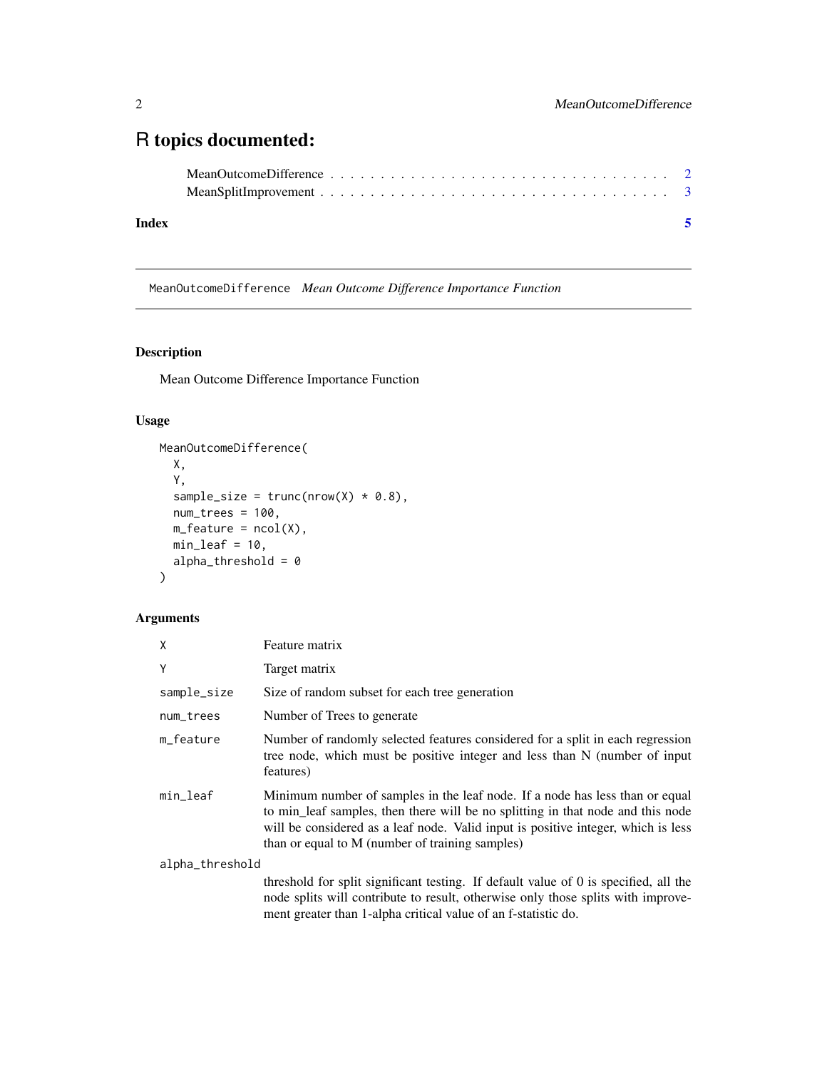# R topics documented:

MeanOutcomeDifference . . . . . . . . . . . . . . . . . . . . . . . . . . . . . . . . . 2
MeanSplitImprovement . . . . . . . . . . . . . . . . . . . . . . . . . . . . . . . . . 3

**Index** **5**

---

## MeanOutcomeDifference *Mean Outcome Difference Importance Function*

### Description

Mean Outcome Difference Importance Function

### Usage

```
MeanOutcomeDifference(
  X,
  Y,
  sample_size = trunc(nrow(X) * 0.8),
  num_trees = 100,
  m_feature = ncol(X),
  min_leaf = 10,
  alpha_threshold = 0
)
```

### Arguments

| | |
|---|---|
| X | Feature matrix |
| Y | Target matrix |
| sample_size | Size of random subset for each tree generation |
| num_trees | Number of Trees to generate |
| m_feature | Number of randomly selected features considered for a split in each regression tree node, which must be positive integer and less than N (number of input features) |
| min_leaf | Minimum number of samples in the leaf node. If a node has less than or equal to min_leaf samples, then there will be no splitting in that node and this node will be considered as a leaf node. Valid input is positive integer, which is less than or equal to M (number of training samples) |
| alpha_threshold | threshold for split significant testing. If default value of 0 is specified, all the node splits will contribute to result, otherwise only those splits with improvement greater than 1-alpha critical value of an f-statistic do. |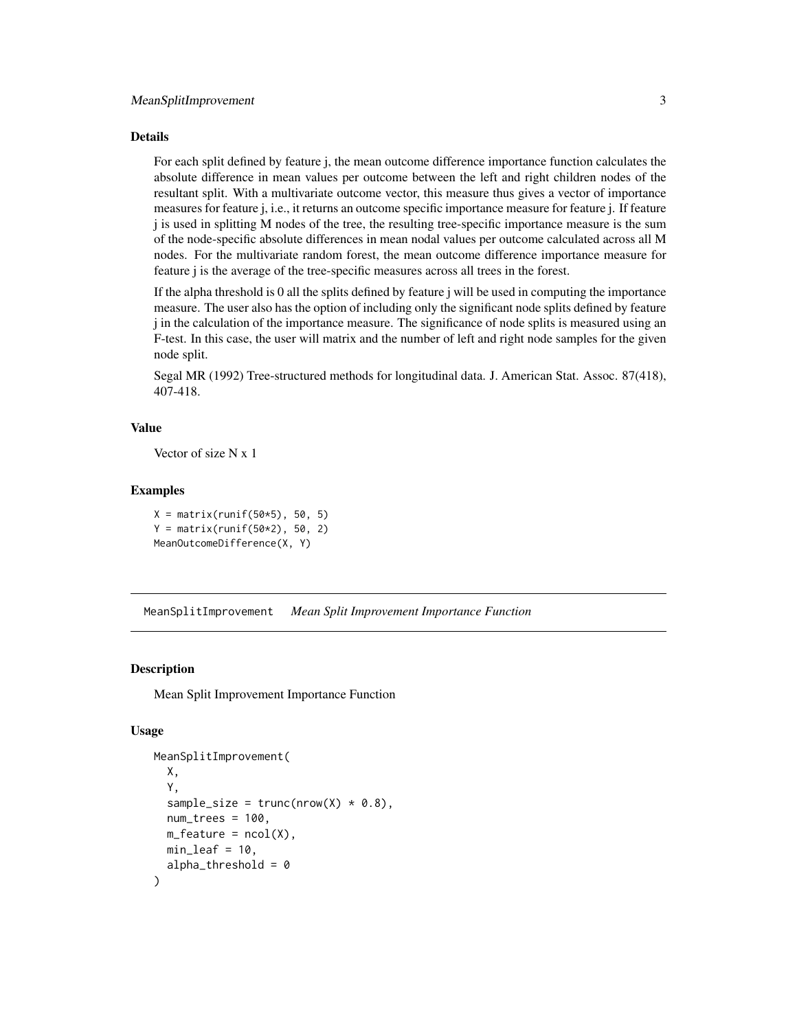### Details

For each split defined by feature j, the mean outcome difference importance function calculates the absolute difference in mean values per outcome between the left and right children nodes of the resultant split. With a multivariate outcome vector, this measure thus gives a vector of importance measures for feature j, i.e., it returns an outcome specific importance measure for feature j. If feature j is used in splitting M nodes of the tree, the resulting tree-specific importance measure is the sum of the node-specific absolute differences in mean nodal values per outcome calculated across all M nodes. For the multivariate random forest, the mean outcome difference importance measure for feature j is the average of the tree-specific measures across all trees in the forest.

If the alpha threshold is 0 all the splits defined by feature j will be used in computing the importance measure. The user also has the option of including only the significant node splits defined by feature j in the calculation of the importance measure. The significance of node splits is measured using an F-test. In this case, the user will matrix and the number of left and right node samples for the given node split.

Segal MR (1992) Tree-structured methods for longitudinal data. J. American Stat. Assoc. 87(418), 407-418.

### Value

Vector of size N x 1

### Examples

```
X = matrix(runif(50*5), 50, 5)
Y = matrix(runif(50*2), 50, 2)
MeanOutcomeDifference(X, Y)
```

---

## MeanSplitImprovement *Mean Split Improvement Importance Function*

### Description

Mean Split Improvement Importance Function

### Usage

```
MeanSplitImprovement(
  X,
  Y,
  sample_size = trunc(nrow(X) * 0.8),
  num_trees = 100,
  m_feature = ncol(X),
  min_leaf = 10,
  alpha_threshold = 0
)
```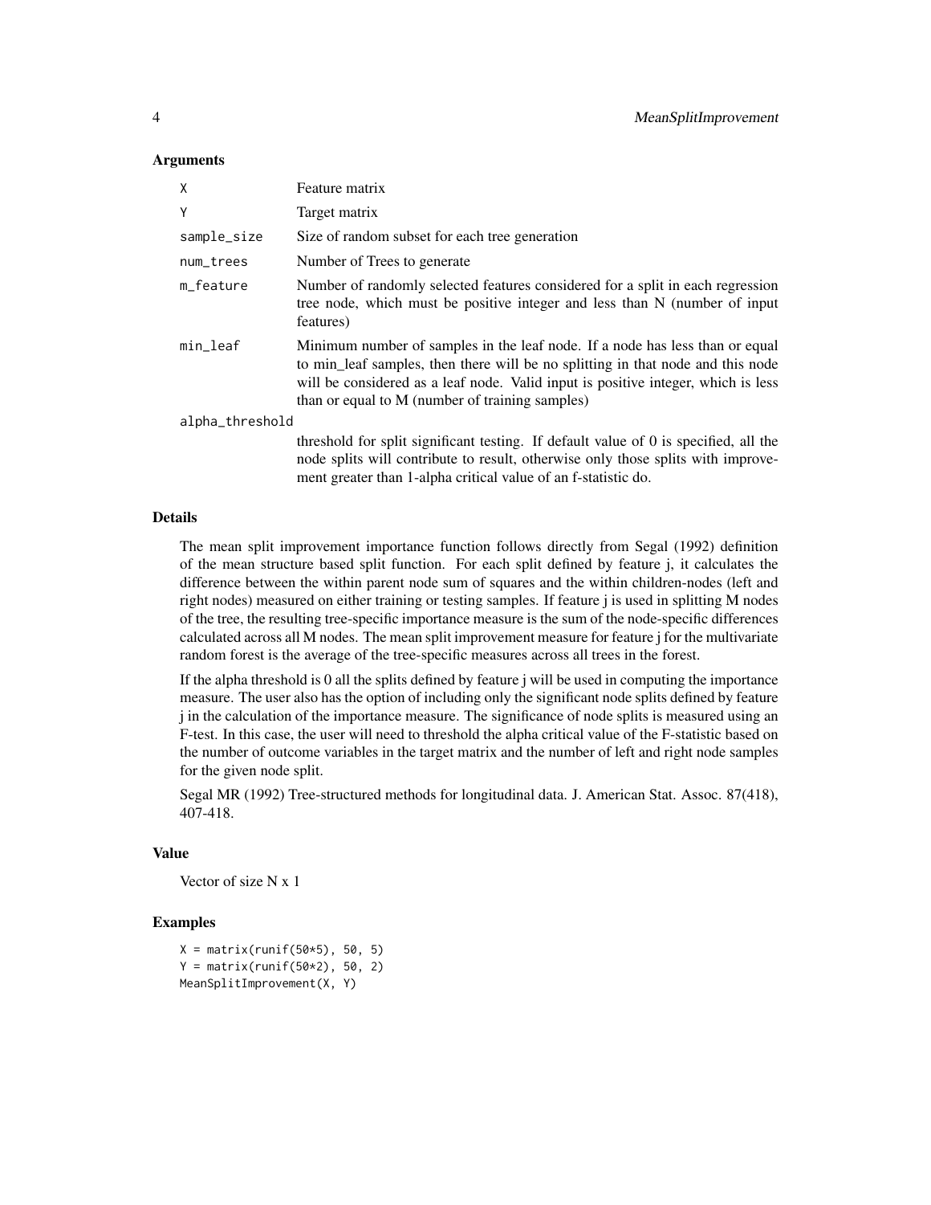### Arguments

| | |
|---|---|
| X | Feature matrix |
| Y | Target matrix |
| sample_size | Size of random subset for each tree generation |
| num_trees | Number of Trees to generate |
| m_feature | Number of randomly selected features considered for a split in each regression tree node, which must be positive integer and less than N (number of input features) |
| min_leaf | Minimum number of samples in the leaf node. If a node has less than or equal to min_leaf samples, then there will be no splitting in that node and this node will be considered as a leaf node. Valid input is positive integer, which is less than or equal to M (number of training samples) |
| alpha_threshold | threshold for split significant testing. If default value of 0 is specified, all the node splits will contribute to result, otherwise only those splits with improvement greater than 1-alpha critical value of an f-statistic do. |

### Details

The mean split improvement importance function follows directly from Segal (1992) definition of the mean structure based split function. For each split defined by feature j, it calculates the difference between the within parent node sum of squares and the within children-nodes (left and right nodes) measured on either training or testing samples. If feature j is used in splitting M nodes of the tree, the resulting tree-specific importance measure is the sum of the node-specific differences calculated across all M nodes. The mean split improvement measure for feature j for the multivariate random forest is the average of the tree-specific measures across all trees in the forest.

If the alpha threshold is 0 all the splits defined by feature j will be used in computing the importance measure. The user also has the option of including only the significant node splits defined by feature j in the calculation of the importance measure. The significance of node splits is measured using an F-test. In this case, the user will need to threshold the alpha critical value of the F-statistic based on the number of outcome variables in the target matrix and the number of left and right node samples for the given node split.

Segal MR (1992) Tree-structured methods for longitudinal data. J. American Stat. Assoc. 87(418), 407-418.

### Value

Vector of size N x 1

### Examples

```
X = matrix(runif(50*5), 50, 5)
Y = matrix(runif(50*2), 50, 2)
MeanSplitImprovement(X, Y)
```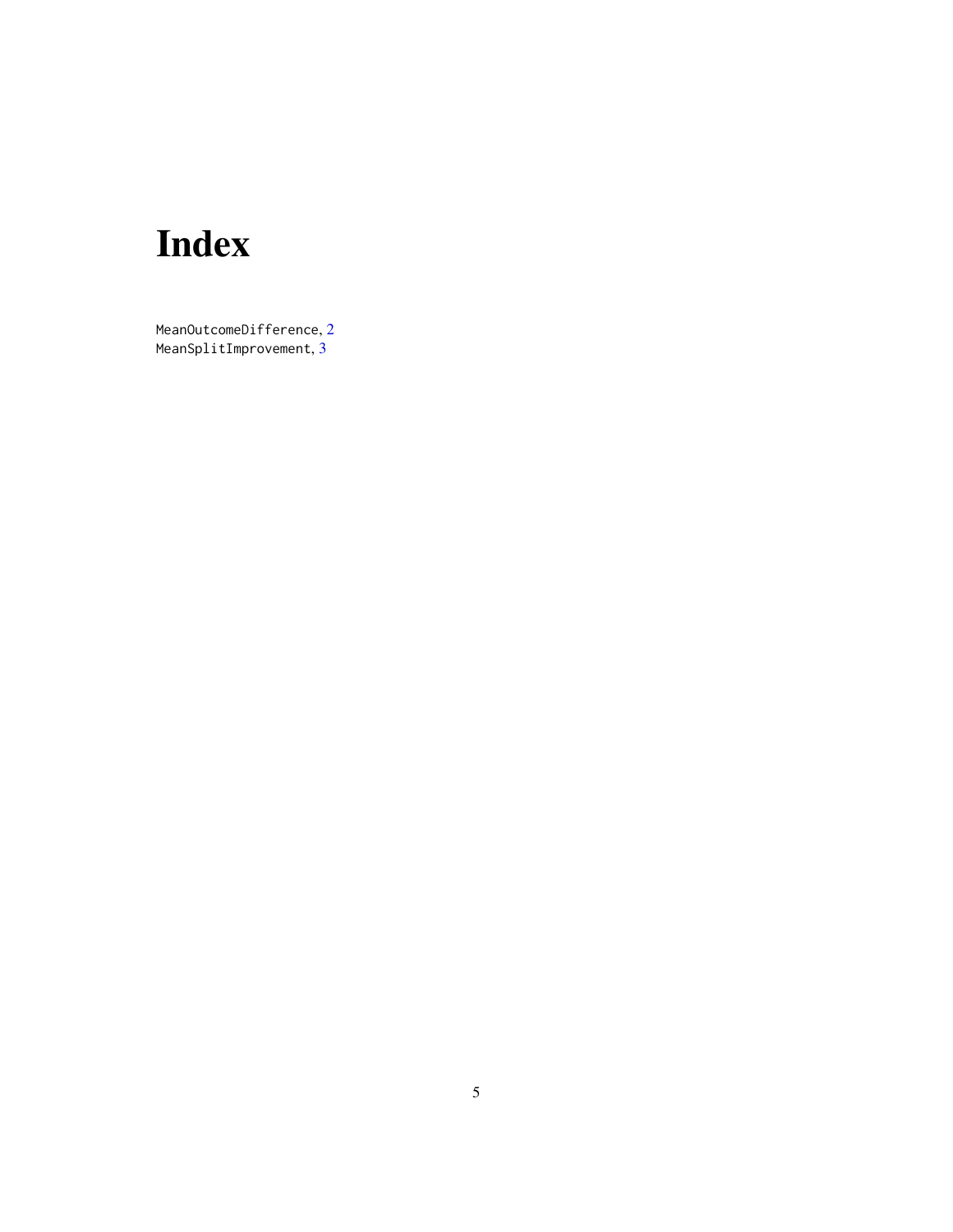# Index

MeanOutcomeDifference, 2
MeanSplitImprovement, 3